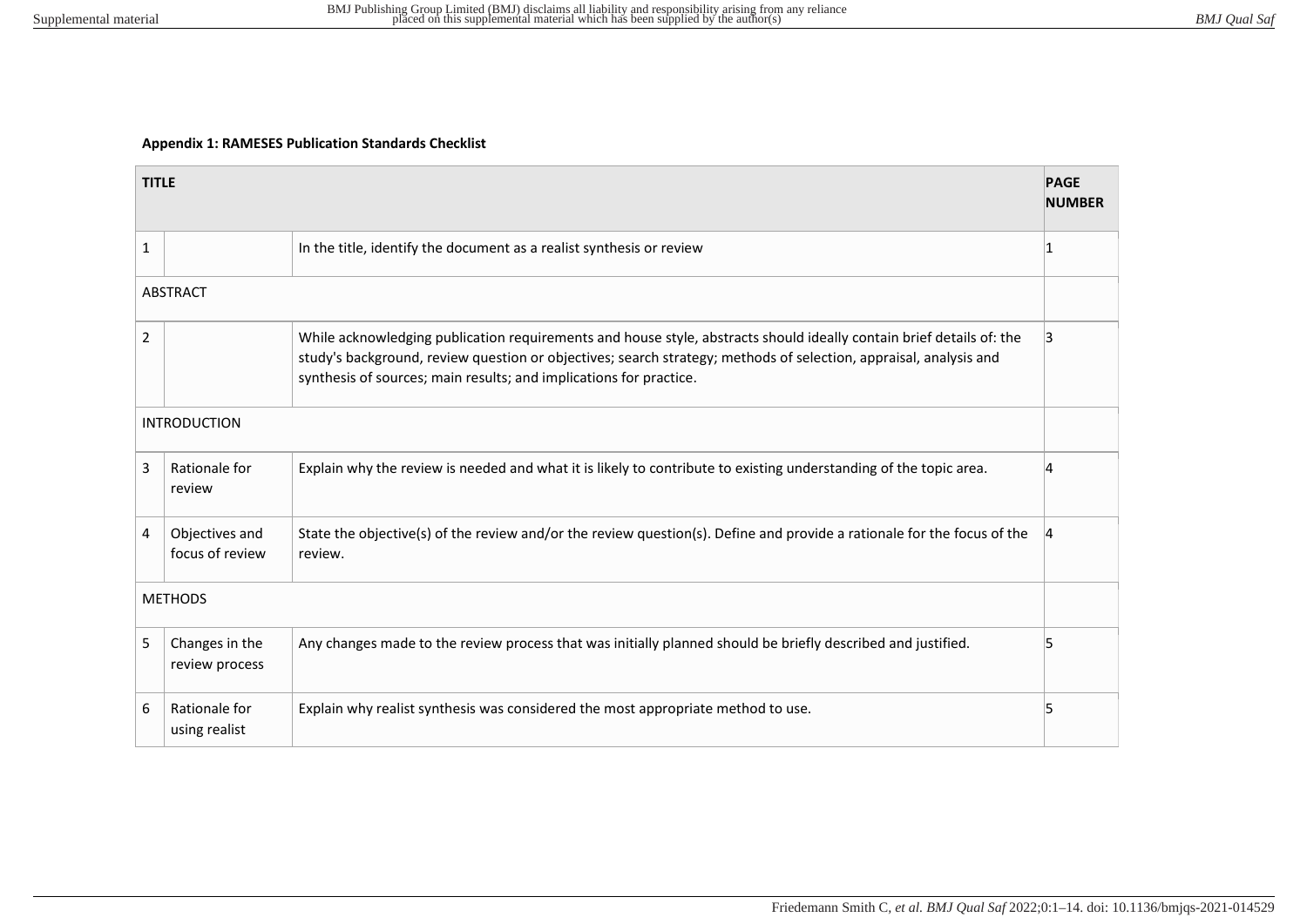**Appendix 1: RAMESES Publication Standards Checklist**

| TITLE | | | PAGE NUMBER |
|---|---|---|---|
| 1 | | In the title, identify the document as a realist synthesis or review | 1 |
| ABSTRACT | | | |
| 2 | | While acknowledging publication requirements and house style, abstracts should ideally contain brief details of: the study's background, review question or objectives; search strategy; methods of selection, appraisal, analysis and synthesis of sources; main results; and implications for practice. | 3 |
| INTRODUCTION | | | |
| 3 | Rationale for review | Explain why the review is needed and what it is likely to contribute to existing understanding of the topic area. | 4 |
| 4 | Objectives and focus of review | State the objective(s) of the review and/or the review question(s). Define and provide a rationale for the focus of the review. | 4 |
| METHODS | | | |
| 5 | Changes in the review process | Any changes made to the review process that was initially planned should be briefly described and justified. | 5 |
| 6 | Rationale for using realist | Explain why realist synthesis was considered the most appropriate method to use. | 5 |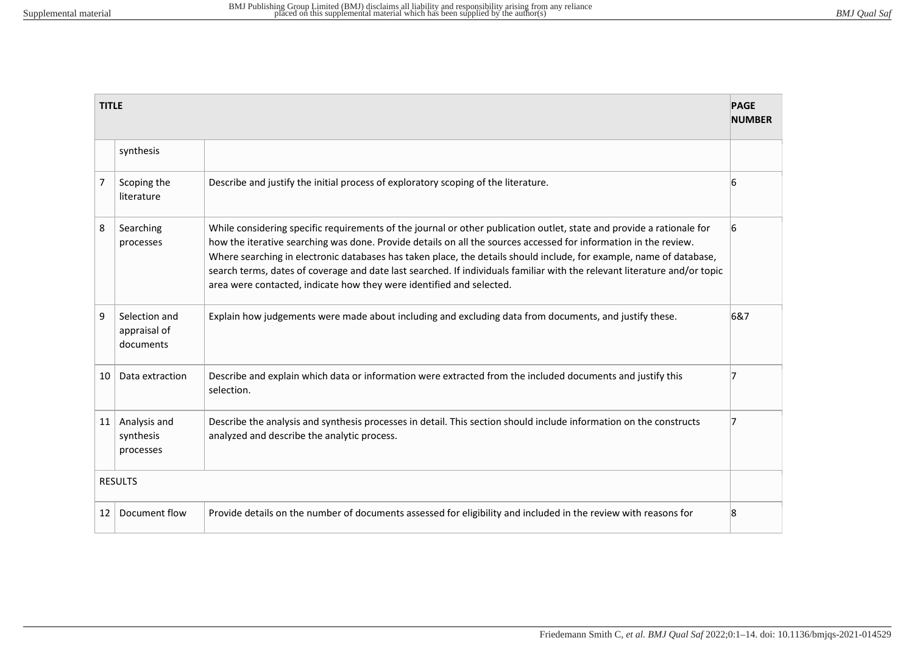| TITLE | | | PAGE NUMBER |
|---|---|---|---|
| | synthesis | | |
| 7 | Scoping the literature | Describe and justify the initial process of exploratory scoping of the literature. | 6 |
| 8 | Searching processes | While considering specific requirements of the journal or other publication outlet, state and provide a rationale for how the iterative searching was done. Provide details on all the sources accessed for information in the review. Where searching in electronic databases has taken place, the details should include, for example, name of database, search terms, dates of coverage and date last searched. If individuals familiar with the relevant literature and/or topic area were contacted, indicate how they were identified and selected. | 6 |
| 9 | Selection and appraisal of documents | Explain how judgements were made about including and excluding data from documents, and justify these. | 6&7 |
| 10 | Data extraction | Describe and explain which data or information were extracted from the included documents and justify this selection. | 7 |
| 11 | Analysis and synthesis processes | Describe the analysis and synthesis processes in detail. This section should include information on the constructs analyzed and describe the analytic process. | 7 |
| RESULTS | | | |
| 12 | Document flow | Provide details on the number of documents assessed for eligibility and included in the review with reasons for | 8 |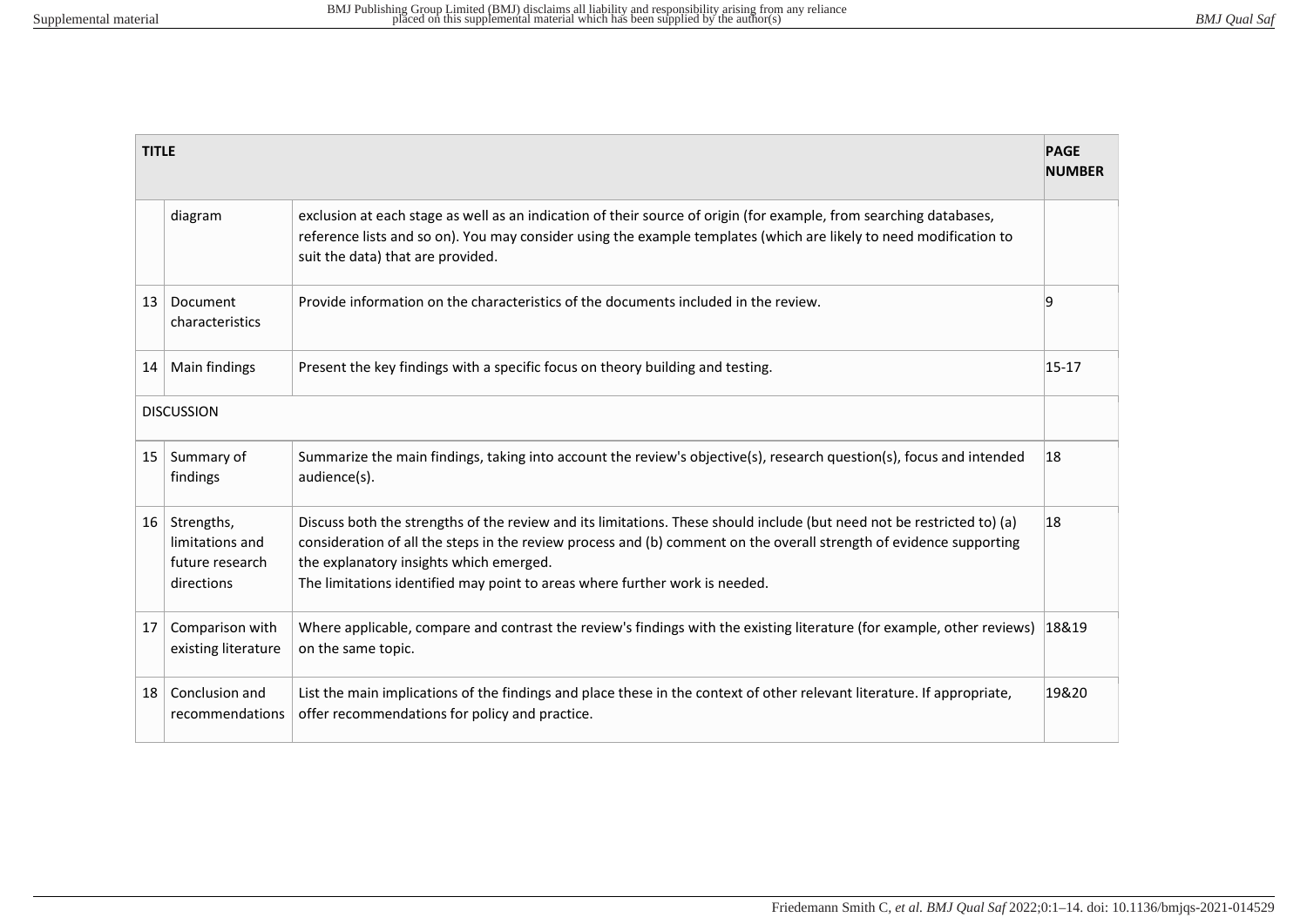| TITLE | | | PAGE NUMBER |
|---|---|---|---|
| | diagram | exclusion at each stage as well as an indication of their source of origin (for example, from searching databases, reference lists and so on). You may consider using the example templates (which are likely to need modification to suit the data) that are provided. | |
| 13 | Document characteristics | Provide information on the characteristics of the documents included in the review. | 9 |
| 14 | Main findings | Present the key findings with a specific focus on theory building and testing. | 15-17 |
| DISCUSSION | | | |
| 15 | Summary of findings | Summarize the main findings, taking into account the review's objective(s), research question(s), focus and intended audience(s). | 18 |
| 16 | Strengths, limitations and future research directions | Discuss both the strengths of the review and its limitations. These should include (but need not be restricted to) (a) consideration of all the steps in the review process and (b) comment on the overall strength of evidence supporting the explanatory insights which emerged. The limitations identified may point to areas where further work is needed. | 18 |
| 17 | Comparison with existing literature | Where applicable, compare and contrast the review's findings with the existing literature (for example, other reviews) on the same topic. | 18&19 |
| 18 | Conclusion and recommendations | List the main implications of the findings and place these in the context of other relevant literature. If appropriate, offer recommendations for policy and practice. | 19&20 |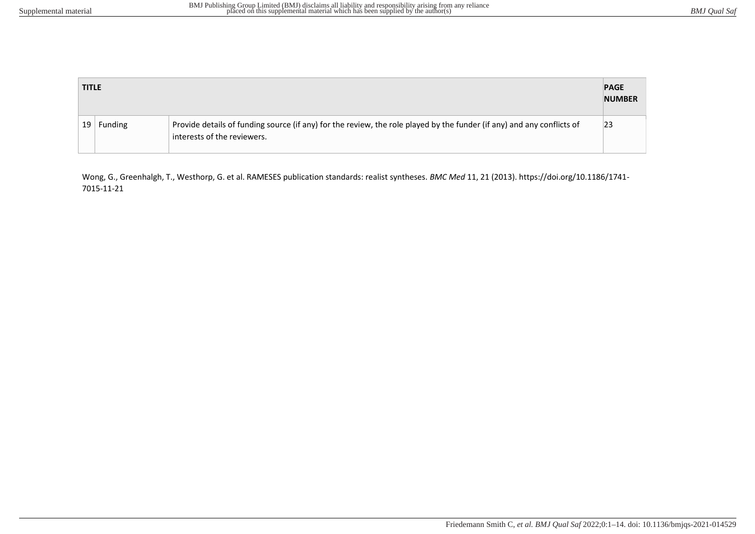| TITLE | | | PAGE NUMBER |
|---|---|---|---|
| 19 | Funding | Provide details of funding source (if any) for the review, the role played by the funder (if any) and any conflicts of interests of the reviewers. | 23 |

Wong, G., Greenhalgh, T., Westhorp, G. et al. RAMESES publication standards: realist syntheses. *BMC Med* 11, 21 (2013). https://doi.org/10.1186/1741-7015-11-21